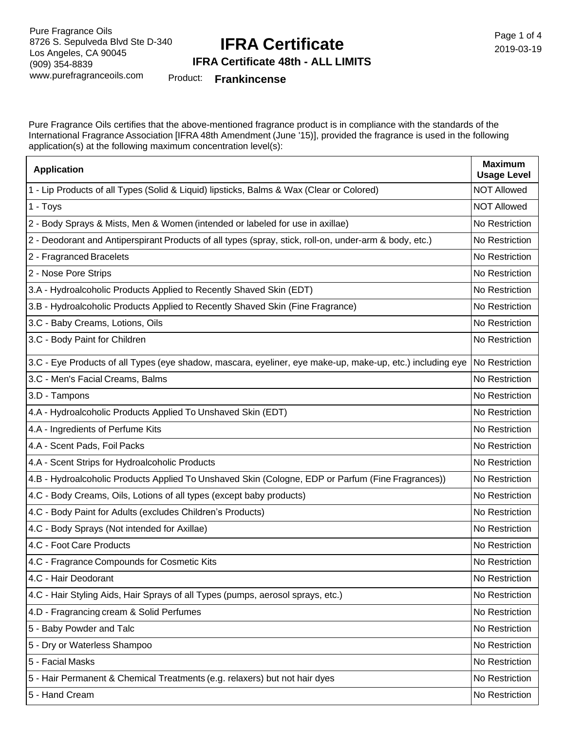Pure Fragrance Oils
8726 S. Sepulveda Blvd Ste D-340
Los Angeles, CA 90045
(909) 354-8839
www.purefragranceoils.com

# IFRA Certificate

2019-03-19

## IFRA Certificate 48th - ALL LIMITS

Product: **Frankincense**

Pure Fragrance Oils certifies that the above-mentioned fragrance product is in compliance with the standards of the International Fragrance Association [IFRA 48th Amendment (June '15)], provided the fragrance is used in the following application(s) at the following maximum concentration level(s):

| Application | Maximum Usage Level |
|---|---|
| 1 - Lip Products of all Types (Solid & Liquid) lipsticks, Balms & Wax (Clear or Colored) | NOT Allowed |
| 1 - Toys | NOT Allowed |
| 2 - Body Sprays & Mists, Men & Women (intended or labeled for use in axillae) | No Restriction |
| 2 - Deodorant and Antiperspirant Products of all types (spray, stick, roll-on, under-arm & body, etc.) | No Restriction |
| 2 - Fragranced Bracelets | No Restriction |
| 2 - Nose Pore Strips | No Restriction |
| 3.A - Hydroalcoholic Products Applied to Recently Shaved Skin (EDT) | No Restriction |
| 3.B - Hydroalcoholic Products Applied to Recently Shaved Skin (Fine Fragrance) | No Restriction |
| 3.C - Baby Creams, Lotions, Oils | No Restriction |
| 3.C - Body Paint for Children | No Restriction |
| 3.C - Eye Products of all Types (eye shadow, mascara, eyeliner, eye make-up, make-up, etc.) including eye | No Restriction |
| 3.C - Men's Facial Creams, Balms | No Restriction |
| 3.D - Tampons | No Restriction |
| 4.A - Hydroalcoholic Products Applied To Unshaved Skin (EDT) | No Restriction |
| 4.A - Ingredients of Perfume Kits | No Restriction |
| 4.A - Scent Pads, Foil Packs | No Restriction |
| 4.A - Scent Strips for Hydroalcoholic Products | No Restriction |
| 4.B - Hydroalcoholic Products Applied To Unshaved Skin (Cologne, EDP or Parfum (Fine Fragrances)) | No Restriction |
| 4.C - Body Creams, Oils, Lotions of all types (except baby products) | No Restriction |
| 4.C - Body Paint for Adults (excludes Children's Products) | No Restriction |
| 4.C - Body Sprays (Not intended for Axillae) | No Restriction |
| 4.C - Foot Care Products | No Restriction |
| 4.C - Fragrance Compounds for Cosmetic Kits | No Restriction |
| 4.C - Hair Deodorant | No Restriction |
| 4.C - Hair Styling Aids, Hair Sprays of all Types (pumps, aerosol sprays, etc.) | No Restriction |
| 4.D - Fragrancing cream & Solid Perfumes | No Restriction |
| 5 - Baby Powder and Talc | No Restriction |
| 5 - Dry or Waterless Shampoo | No Restriction |
| 5 - Facial Masks | No Restriction |
| 5 - Hair Permanent & Chemical Treatments (e.g. relaxers) but not hair dyes | No Restriction |
| 5 - Hand Cream | No Restriction |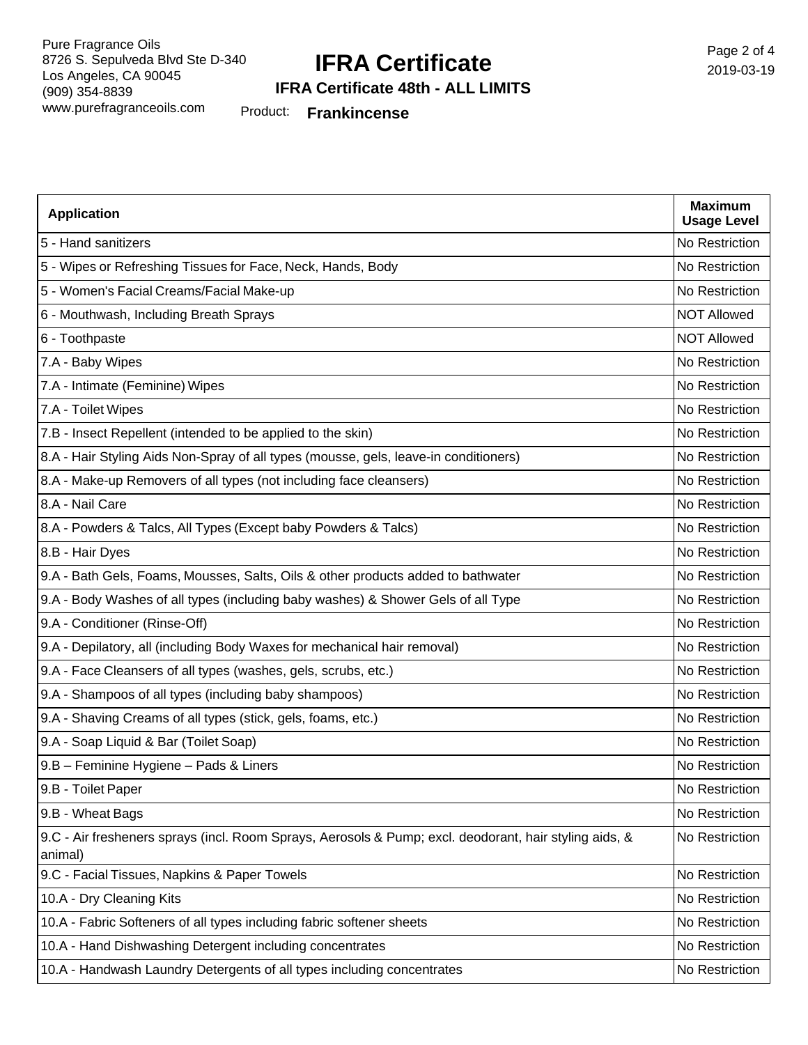| Application | Maximum Usage Level |
| --- | --- |
| 5 - Hand sanitizers | No Restriction |
| 5 - Wipes or Refreshing Tissues for Face, Neck, Hands, Body | No Restriction |
| 5 - Women's Facial Creams/Facial Make-up | No Restriction |
| 6 - Mouthwash, Including Breath Sprays | NOT Allowed |
| 6 - Toothpaste | NOT Allowed |
| 7.A - Baby Wipes | No Restriction |
| 7.A - Intimate (Feminine) Wipes | No Restriction |
| 7.A - Toilet Wipes | No Restriction |
| 7.B - Insect Repellent (intended to be applied to the skin) | No Restriction |
| 8.A - Hair Styling Aids Non-Spray of all types (mousse, gels, leave-in conditioners) | No Restriction |
| 8.A - Make-up Removers of all types (not including face cleansers) | No Restriction |
| 8.A - Nail Care | No Restriction |
| 8.A - Powders & Talcs, All Types (Except baby Powders & Talcs) | No Restriction |
| 8.B - Hair Dyes | No Restriction |
| 9.A - Bath Gels, Foams, Mousses, Salts, Oils & other products added to bathwater | No Restriction |
| 9.A - Body Washes of all types (including baby washes) & Shower Gels of all Type | No Restriction |
| 9.A - Conditioner (Rinse-Off) | No Restriction |
| 9.A - Depilatory, all (including Body Waxes for mechanical hair removal) | No Restriction |
| 9.A - Face Cleansers of all types (washes, gels, scrubs, etc.) | No Restriction |
| 9.A - Shampoos of all types (including baby shampoos) | No Restriction |
| 9.A - Shaving Creams of all types (stick, gels, foams, etc.) | No Restriction |
| 9.A - Soap Liquid & Bar (Toilet Soap) | No Restriction |
| 9.B – Feminine Hygiene – Pads & Liners | No Restriction |
| 9.B - Toilet Paper | No Restriction |
| 9.B - Wheat Bags | No Restriction |
| 9.C - Air fresheners sprays (incl. Room Sprays, Aerosols & Pump; excl. deodorant, hair styling aids, & animal) | No Restriction |
| 9.C - Facial Tissues, Napkins & Paper Towels | No Restriction |
| 10.A - Dry Cleaning Kits | No Restriction |
| 10.A - Fabric Softeners of all types including fabric softener sheets | No Restriction |
| 10.A - Hand Dishwashing Detergent including concentrates | No Restriction |
| 10.A - Handwash Laundry Detergents of all types including concentrates | No Restriction |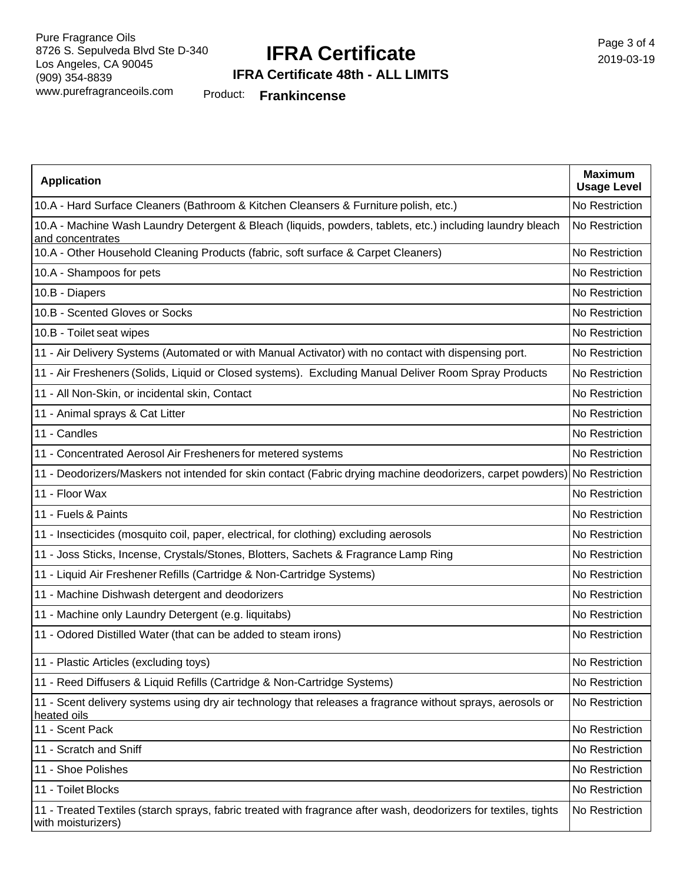Pure Fragrance Oils
8726 S. Sepulveda Blvd Ste D-340
Los Angeles, CA 90045
(909) 354-8839
www.purefragranceoils.com

# IFRA Certificate

## IFRA Certificate 48th - ALL LIMITS

Product: **Frankincense**

| Application | Maximum Usage Level |
|---|---|
| 10.A - Hard Surface Cleaners (Bathroom & Kitchen Cleansers & Furniture polish, etc.) | No Restriction |
| 10.A - Machine Wash Laundry Detergent & Bleach (liquids, powders, tablets, etc.) including laundry bleach and concentrates | No Restriction |
| 10.A - Other Household Cleaning Products (fabric, soft surface & Carpet Cleaners) | No Restriction |
| 10.A - Shampoos for pets | No Restriction |
| 10.B - Diapers | No Restriction |
| 10.B - Scented Gloves or Socks | No Restriction |
| 10.B - Toilet seat wipes | No Restriction |
| 11 - Air Delivery Systems (Automated or with Manual Activator) with no contact with dispensing port. | No Restriction |
| 11 - Air Fresheners (Solids, Liquid or Closed systems). Excluding Manual Deliver Room Spray Products | No Restriction |
| 11 - All Non-Skin, or incidental skin, Contact | No Restriction |
| 11 - Animal sprays & Cat Litter | No Restriction |
| 11 - Candles | No Restriction |
| 11 - Concentrated Aerosol Air Fresheners for metered systems | No Restriction |
| 11 - Deodorizers/Maskers not intended for skin contact (Fabric drying machine deodorizers, carpet powders) | No Restriction |
| 11 - Floor Wax | No Restriction |
| 11 - Fuels & Paints | No Restriction |
| 11 - Insecticides (mosquito coil, paper, electrical, for clothing) excluding aerosols | No Restriction |
| 11 - Joss Sticks, Incense, Crystals/Stones, Blotters, Sachets & Fragrance Lamp Ring | No Restriction |
| 11 - Liquid Air Freshener Refills (Cartridge & Non-Cartridge Systems) | No Restriction |
| 11 - Machine Dishwash detergent and deodorizers | No Restriction |
| 11 - Machine only Laundry Detergent (e.g. liquitabs) | No Restriction |
| 11 - Odored Distilled Water (that can be added to steam irons) | No Restriction |
| 11 - Plastic Articles (excluding toys) | No Restriction |
| 11 - Reed Diffusers & Liquid Refills (Cartridge & Non-Cartridge Systems) | No Restriction |
| 11 - Scent delivery systems using dry air technology that releases a fragrance without sprays, aerosols or heated oils | No Restriction |
| 11 - Scent Pack | No Restriction |
| 11 - Scratch and Sniff | No Restriction |
| 11 - Shoe Polishes | No Restriction |
| 11 - Toilet Blocks | No Restriction |
| 11 - Treated Textiles (starch sprays, fabric treated with fragrance after wash, deodorizers for textiles, tights with moisturizers) | No Restriction |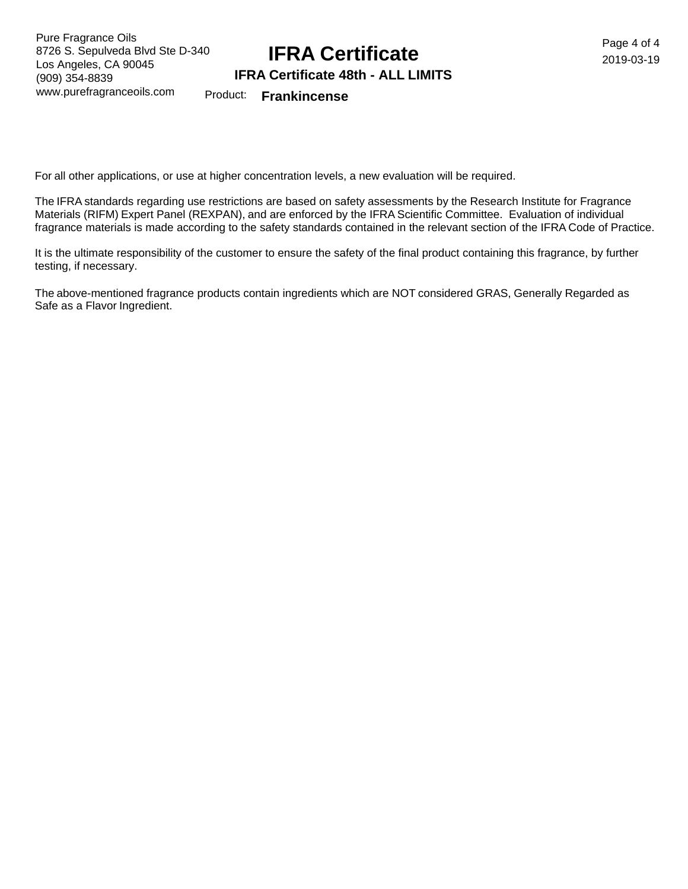For all other applications, or use at higher concentration levels, a new evaluation will be required.

The IFRA standards regarding use restrictions are based on safety assessments by the Research Institute for Fragrance Materials (RIFM) Expert Panel (REXPAN), and are enforced by the IFRA Scientific Committee. Evaluation of individual fragrance materials is made according to the safety standards contained in the relevant section of the IFRA Code of Practice.

It is the ultimate responsibility of the customer to ensure the safety of the final product containing this fragrance, by further testing, if necessary.

The above-mentioned fragrance products contain ingredients which are NOT considered GRAS, Generally Regarded as Safe as a Flavor Ingredient.